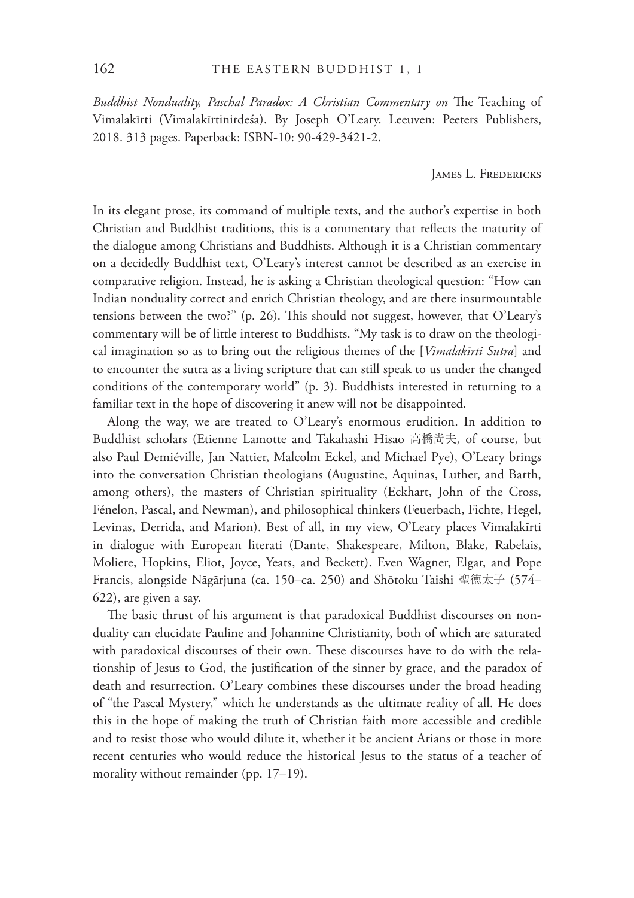*Buddhist Nonduality, Paschal Paradox: A Christian Commentary on* The Teaching of Vimalakīrti (Vimalakīrtinirdeśa). By Joseph O'Leary. Leeuven: Peeters Publishers, 2018. 313 pages. Paperback: ISBN-10: 90-429-3421-2.

James L. Fredericks

In its elegant prose, its command of multiple texts, and the author's expertise in both Christian and Buddhist traditions, this is a commentary that reflects the maturity of the dialogue among Christians and Buddhists. Although it is a Christian commentary on a decidedly Buddhist text, O'Leary's interest cannot be described as an exercise in comparative religion. Instead, he is asking a Christian theological question: "How can Indian nonduality correct and enrich Christian theology, and are there insurmountable tensions between the two?" (p. 26). This should not suggest, however, that O'Leary's commentary will be of little interest to Buddhists. "My task is to draw on the theological imagination so as to bring out the religious themes of the [*Vimalakīrti Sutra*] and to encounter the sutra as a living scripture that can still speak to us under the changed conditions of the contemporary world" (p. 3). Buddhists interested in returning to a familiar text in the hope of discovering it anew will not be disappointed.

Along the way, we are treated to O'Leary's enormous erudition. In addition to Buddhist scholars (Etienne Lamotte and Takahashi Hisao 高橋尚夫, of course, but also Paul Demiéville, Jan Nattier, Malcolm Eckel, and Michael Pye), O'Leary brings into the conversation Christian theologians (Augustine, Aquinas, Luther, and Barth, among others), the masters of Christian spirituality (Eckhart, John of the Cross, Fénelon, Pascal, and Newman), and philosophical thinkers (Feuerbach, Fichte, Hegel, Levinas, Derrida, and Marion). Best of all, in my view, O'Leary places Vimalakīrti in dialogue with European literati (Dante, Shakespeare, Milton, Blake, Rabelais, Moliere, Hopkins, Eliot, Joyce, Yeats, and Beckett). Even Wagner, Elgar, and Pope Francis, alongside Nāgārjuna (ca. 150–ca. 250) and Shōtoku Taishi 聖徳太子 (574–622), are given a say.

The basic thrust of his argument is that paradoxical Buddhist discourses on nonduality can elucidate Pauline and Johannine Christianity, both of which are saturated with paradoxical discourses of their own. These discourses have to do with the relationship of Jesus to God, the justification of the sinner by grace, and the paradox of death and resurrection. O'Leary combines these discourses under the broad heading of "the Pascal Mystery," which he understands as the ultimate reality of all. He does this in the hope of making the truth of Christian faith more accessible and credible and to resist those who would dilute it, whether it be ancient Arians or those in more recent centuries who would reduce the historical Jesus to the status of a teacher of morality without remainder (pp. 17–19).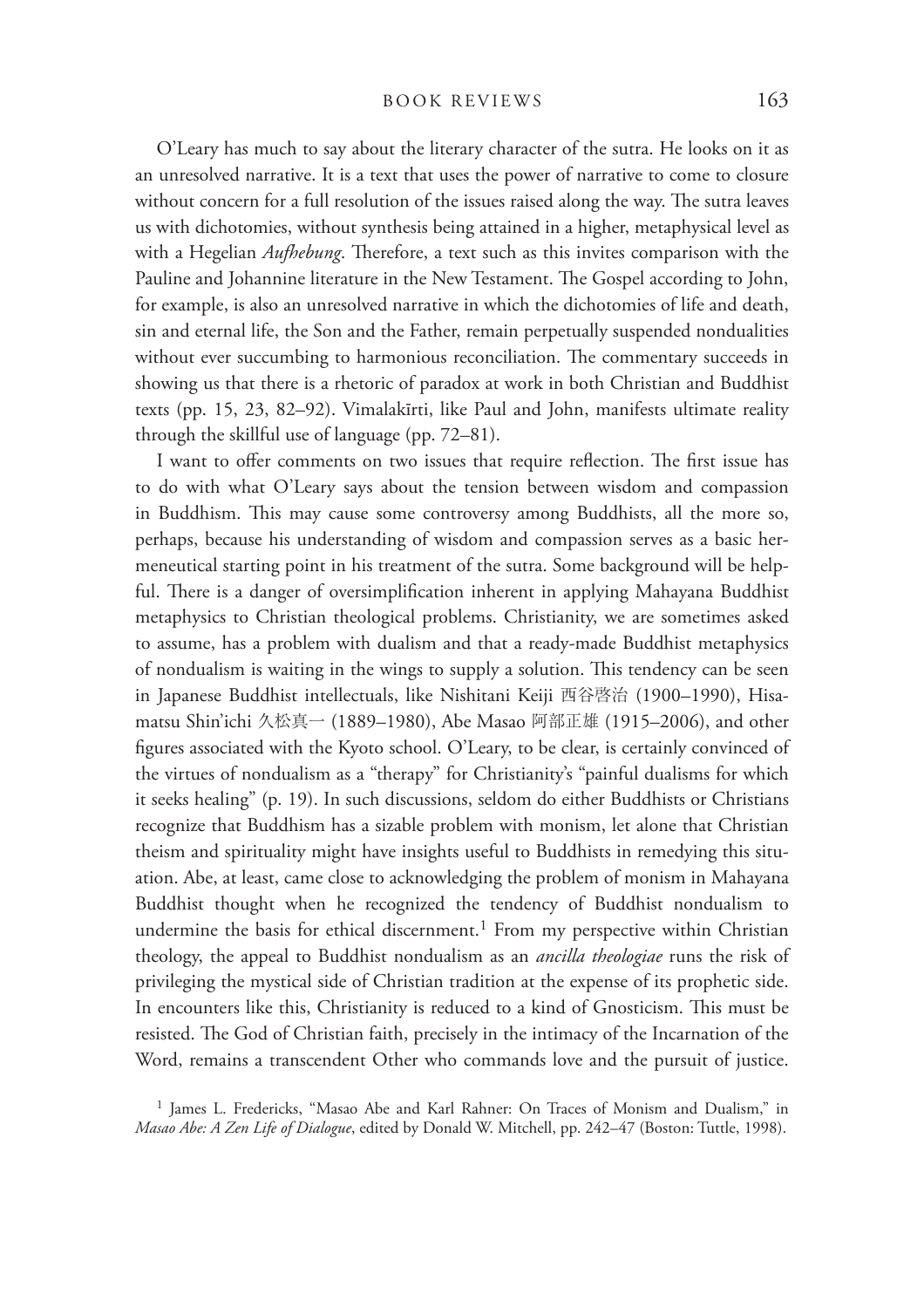O'Leary has much to say about the literary character of the sutra. He looks on it as an unresolved narrative. It is a text that uses the power of narrative to come to closure without concern for a full resolution of the issues raised along the way. The sutra leaves us with dichotomies, without synthesis being attained in a higher, metaphysical level as with a Hegelian *Aufhebung*. Therefore, a text such as this invites comparison with the Pauline and Johannine literature in the New Testament. The Gospel according to John, for example, is also an unresolved narrative in which the dichotomies of life and death, sin and eternal life, the Son and the Father, remain perpetually suspended nondualities without ever succumbing to harmonious reconciliation. The commentary succeeds in showing us that there is a rhetoric of paradox at work in both Christian and Buddhist texts (pp. 15, 23, 82–92). Vimalakīrti, like Paul and John, manifests ultimate reality through the skillful use of language (pp. 72–81).

I want to offer comments on two issues that require reflection. The first issue has to do with what O'Leary says about the tension between wisdom and compassion in Buddhism. This may cause some controversy among Buddhists, all the more so, perhaps, because his understanding of wisdom and compassion serves as a basic hermeneutical starting point in his treatment of the sutra. Some background will be helpful. There is a danger of oversimplification inherent in applying Mahayana Buddhist metaphysics to Christian theological problems. Christianity, we are sometimes asked to assume, has a problem with dualism and that a ready-made Buddhist metaphysics of nondualism is waiting in the wings to supply a solution. This tendency can be seen in Japanese Buddhist intellectuals, like Nishitani Keiji 西谷啓治 (1900–1990), Hisamatsu Shin'ichi 久松真一 (1889–1980), Abe Masao 阿部正雄 (1915–2006), and other figures associated with the Kyoto school. O'Leary, to be clear, is certainly convinced of the virtues of nondualism as a "therapy" for Christianity's "painful dualisms for which it seeks healing" (p. 19). In such discussions, seldom do either Buddhists or Christians recognize that Buddhism has a sizable problem with monism, let alone that Christian theism and spirituality might have insights useful to Buddhists in remedying this situation. Abe, at least, came close to acknowledging the problem of monism in Mahayana Buddhist thought when he recognized the tendency of Buddhist nondualism to undermine the basis for ethical discernment.[1] From my perspective within Christian theology, the appeal to Buddhist nondualism as an *ancilla theologiae* runs the risk of privileging the mystical side of Christian tradition at the expense of its prophetic side. In encounters like this, Christianity is reduced to a kind of Gnosticism. This must be resisted. The God of Christian faith, precisely in the intimacy of the Incarnation of the Word, remains a transcendent Other who commands love and the pursuit of justice.

[1] James L. Fredericks, "Masao Abe and Karl Rahner: On Traces of Monism and Dualism," in *Masao Abe: A Zen Life of Dialogue*, edited by Donald W. Mitchell, pp. 242–47 (Boston: Tuttle, 1998).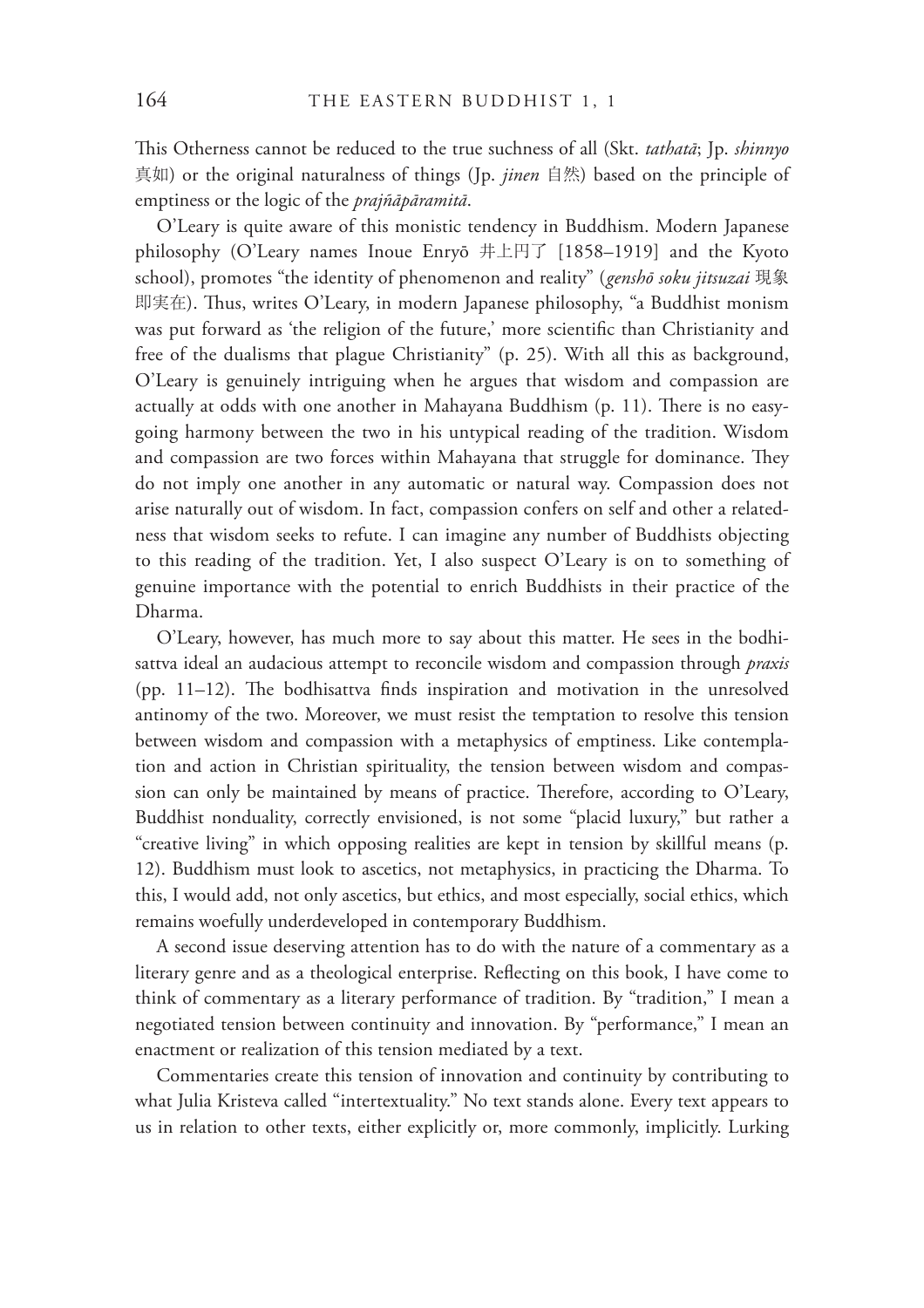This Otherness cannot be reduced to the true suchness of all (Skt. *tathatā*; Jp. *shinnyo* 真如) or the original naturalness of things (Jp. *jinen* 自然) based on the principle of emptiness or the logic of the *prajñāpāramitā*.

O'Leary is quite aware of this monistic tendency in Buddhism. Modern Japanese philosophy (O'Leary names Inoue Enryō 井上円了 [1858–1919] and the Kyoto school), promotes "the identity of phenomenon and reality" (*genshō soku jitsuzai* 現象即実在). Thus, writes O'Leary, in modern Japanese philosophy, "a Buddhist monism was put forward as 'the religion of the future,' more scientific than Christianity and free of the dualisms that plague Christianity" (p. 25). With all this as background, O'Leary is genuinely intriguing when he argues that wisdom and compassion are actually at odds with one another in Mahayana Buddhism (p. 11). There is no easy-going harmony between the two in his untypical reading of the tradition. Wisdom and compassion are two forces within Mahayana that struggle for dominance. They do not imply one another in any automatic or natural way. Compassion does not arise naturally out of wisdom. In fact, compassion confers on self and other a relatedness that wisdom seeks to refute. I can imagine any number of Buddhists objecting to this reading of the tradition. Yet, I also suspect O'Leary is on to something of genuine importance with the potential to enrich Buddhists in their practice of the Dharma.

O'Leary, however, has much more to say about this matter. He sees in the bodhisattva ideal an audacious attempt to reconcile wisdom and compassion through *praxis* (pp. 11–12). The bodhisattva finds inspiration and motivation in the unresolved antinomy of the two. Moreover, we must resist the temptation to resolve this tension between wisdom and compassion with a metaphysics of emptiness. Like contemplation and action in Christian spirituality, the tension between wisdom and compassion can only be maintained by means of practice. Therefore, according to O'Leary, Buddhist nonduality, correctly envisioned, is not some "placid luxury," but rather a "creative living" in which opposing realities are kept in tension by skillful means (p. 12). Buddhism must look to ascetics, not metaphysics, in practicing the Dharma. To this, I would add, not only ascetics, but ethics, and most especially, social ethics, which remains woefully underdeveloped in contemporary Buddhism.

A second issue deserving attention has to do with the nature of a commentary as a literary genre and as a theological enterprise. Reflecting on this book, I have come to think of commentary as a literary performance of tradition. By "tradition," I mean a negotiated tension between continuity and innovation. By "performance," I mean an enactment or realization of this tension mediated by a text.

Commentaries create this tension of innovation and continuity by contributing to what Julia Kristeva called "intertextuality." No text stands alone. Every text appears to us in relation to other texts, either explicitly or, more commonly, implicitly. Lurking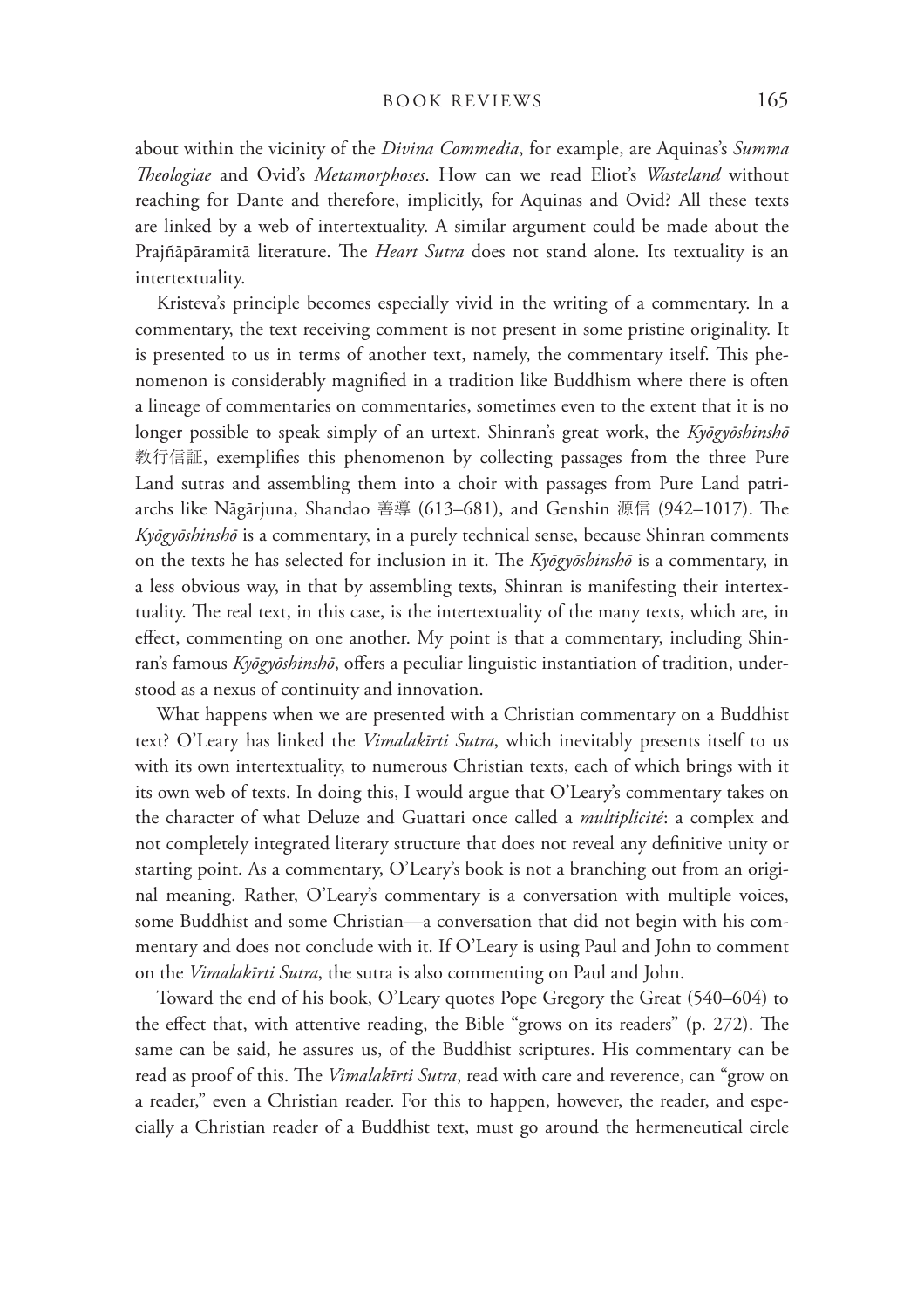about within the vicinity of the *Divina Commedia*, for example, are Aquinas's *Summa Theologiae* and Ovid's *Metamorphoses*. How can we read Eliot's *Wasteland* without reaching for Dante and therefore, implicitly, for Aquinas and Ovid? All these texts are linked by a web of intertextuality. A similar argument could be made about the Prajñāpāramitā literature. The *Heart Sutra* does not stand alone. Its textuality is an intertextuality.

Kristeva's principle becomes especially vivid in the writing of a commentary. In a commentary, the text receiving comment is not present in some pristine originality. It is presented to us in terms of another text, namely, the commentary itself. This phenomenon is considerably magnified in a tradition like Buddhism where there is often a lineage of commentaries on commentaries, sometimes even to the extent that it is no longer possible to speak simply of an urtext. Shinran's great work, the *Kyōgyōshinshō* 教行信証, exemplifies this phenomenon by collecting passages from the three Pure Land sutras and assembling them into a choir with passages from Pure Land patriarchs like Nāgārjuna, Shandao 善導 (613–681), and Genshin 源信 (942–1017). The *Kyōgyōshinshō* is a commentary, in a purely technical sense, because Shinran comments on the texts he has selected for inclusion in it. The *Kyōgyōshinshō* is a commentary, in a less obvious way, in that by assembling texts, Shinran is manifesting their intertextuality. The real text, in this case, is the intertextuality of the many texts, which are, in effect, commenting on one another. My point is that a commentary, including Shinran's famous *Kyōgyōshinshō*, offers a peculiar linguistic instantiation of tradition, understood as a nexus of continuity and innovation.

What happens when we are presented with a Christian commentary on a Buddhist text? O'Leary has linked the *Vimalakīrti Sutra*, which inevitably presents itself to us with its own intertextuality, to numerous Christian texts, each of which brings with it its own web of texts. In doing this, I would argue that O'Leary's commentary takes on the character of what Deluze and Guattari once called a *multiplicité*: a complex and not completely integrated literary structure that does not reveal any definitive unity or starting point. As a commentary, O'Leary's book is not a branching out from an original meaning. Rather, O'Leary's commentary is a conversation with multiple voices, some Buddhist and some Christian—a conversation that did not begin with his commentary and does not conclude with it. If O'Leary is using Paul and John to comment on the *Vimalakīrti Sutra*, the sutra is also commenting on Paul and John.

Toward the end of his book, O'Leary quotes Pope Gregory the Great (540–604) to the effect that, with attentive reading, the Bible "grows on its readers" (p. 272). The same can be said, he assures us, of the Buddhist scriptures. His commentary can be read as proof of this. The *Vimalakīrti Sutra*, read with care and reverence, can "grow on a reader," even a Christian reader. For this to happen, however, the reader, and especially a Christian reader of a Buddhist text, must go around the hermeneutical circle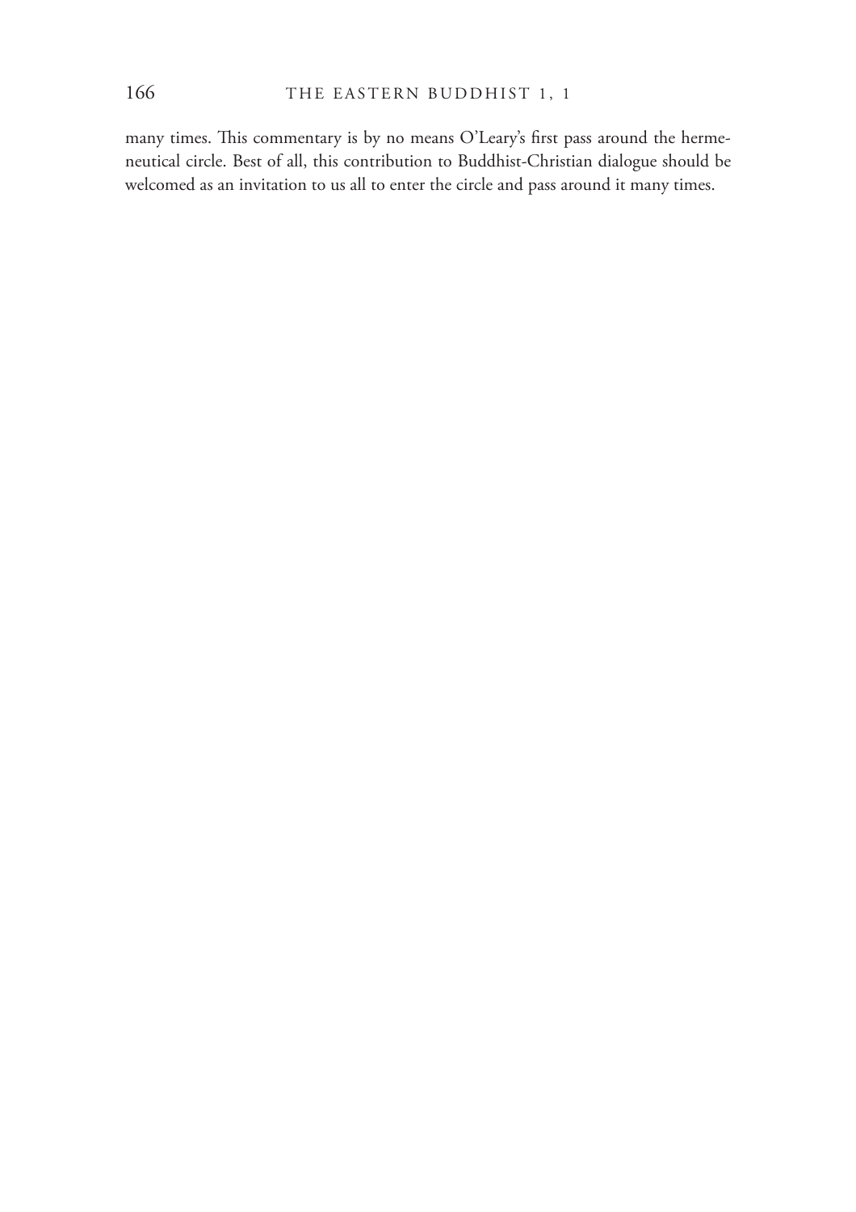many times. This commentary is by no means O'Leary's first pass around the hermeneutical circle. Best of all, this contribution to Buddhist-Christian dialogue should be welcomed as an invitation to us all to enter the circle and pass around it many times.